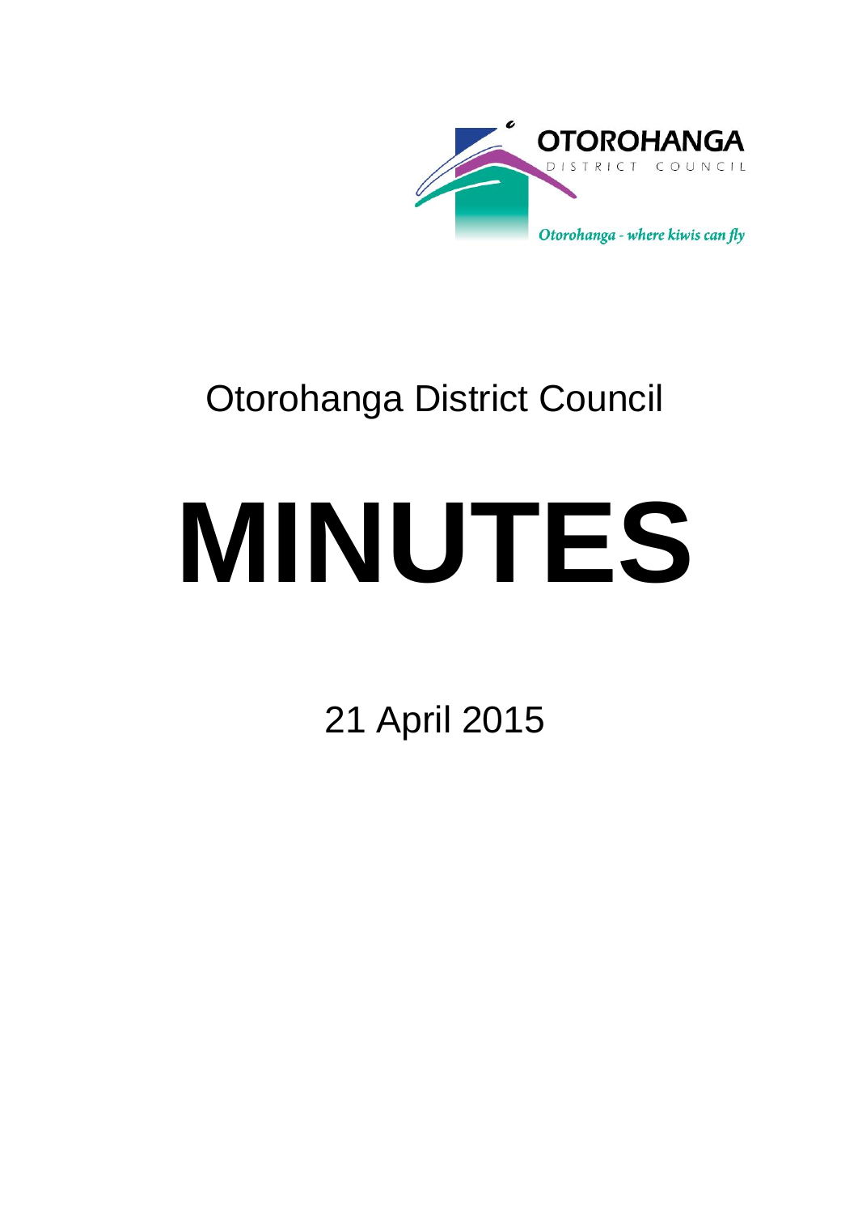OTOROHANGA

DISTRICT COUNCIL

*Otorohanga - where kiwis can fly*

# Otorohanga District Council

# MINUTES

21 April 2015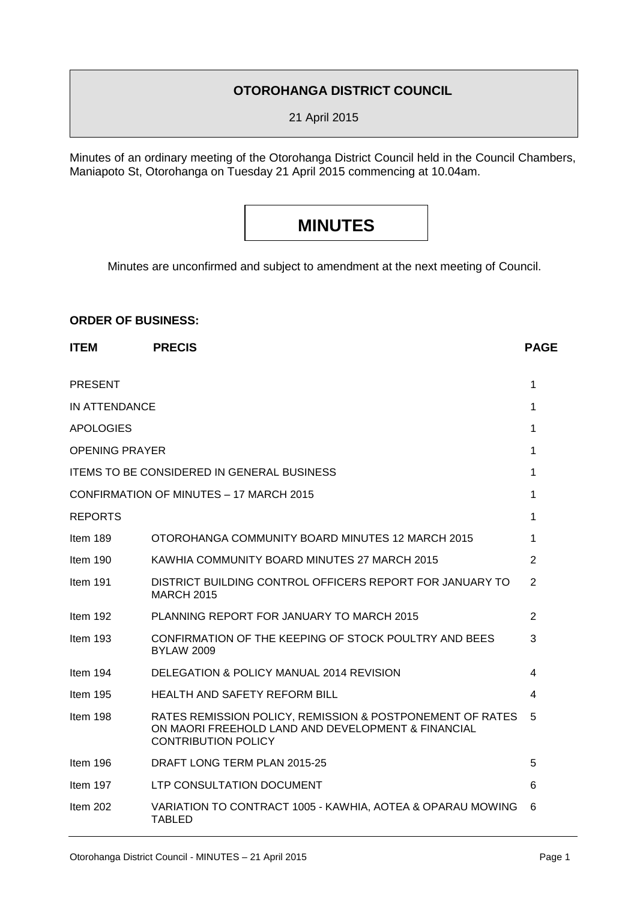**OTOROHANGA DISTRICT COUNCIL**

21 April 2015

Minutes of an ordinary meeting of the Otorohanga District Council held in the Council Chambers, Maniapoto St, Otorohanga on Tuesday 21 April 2015 commencing at 10.04am.

# MINUTES

Minutes are unconfirmed and subject to amendment at the next meeting of Council.

**ORDER OF BUSINESS:**

| ITEM | PRECIS | PAGE |
|---|---|---|
| PRESENT | | 1 |
| IN ATTENDANCE | | 1 |
| APOLOGIES | | 1 |
| OPENING PRAYER | | 1 |
| ITEMS TO BE CONSIDERED IN GENERAL BUSINESS | | 1 |
| CONFIRMATION OF MINUTES – 17 MARCH 2015 | | 1 |
| REPORTS | | 1 |
| Item 189 | OTOROHANGA COMMUNITY BOARD MINUTES 12 MARCH 2015 | 1 |
| Item 190 | KAWHIA COMMUNITY BOARD MINUTES 27 MARCH 2015 | 2 |
| Item 191 | DISTRICT BUILDING CONTROL OFFICERS REPORT FOR JANUARY TO MARCH 2015 | 2 |
| Item 192 | PLANNING REPORT FOR JANUARY TO MARCH 2015 | 2 |
| Item 193 | CONFIRMATION OF THE KEEPING OF STOCK POULTRY AND BEES BYLAW 2009 | 3 |
| Item 194 | DELEGATION & POLICY MANUAL 2014 REVISION | 4 |
| Item 195 | HEALTH AND SAFETY REFORM BILL | 4 |
| Item 198 | RATES REMISSION POLICY, REMISSION & POSTPONEMENT OF RATES ON MAORI FREEHOLD LAND AND DEVELOPMENT & FINANCIAL CONTRIBUTION POLICY | 5 |
| Item 196 | DRAFT LONG TERM PLAN 2015-25 | 5 |
| Item 197 | LTP CONSULTATION DOCUMENT | 6 |
| Item 202 | VARIATION TO CONTRACT 1005 - KAWHIA, AOTEA & OPARAU MOWING TABLED | 6 |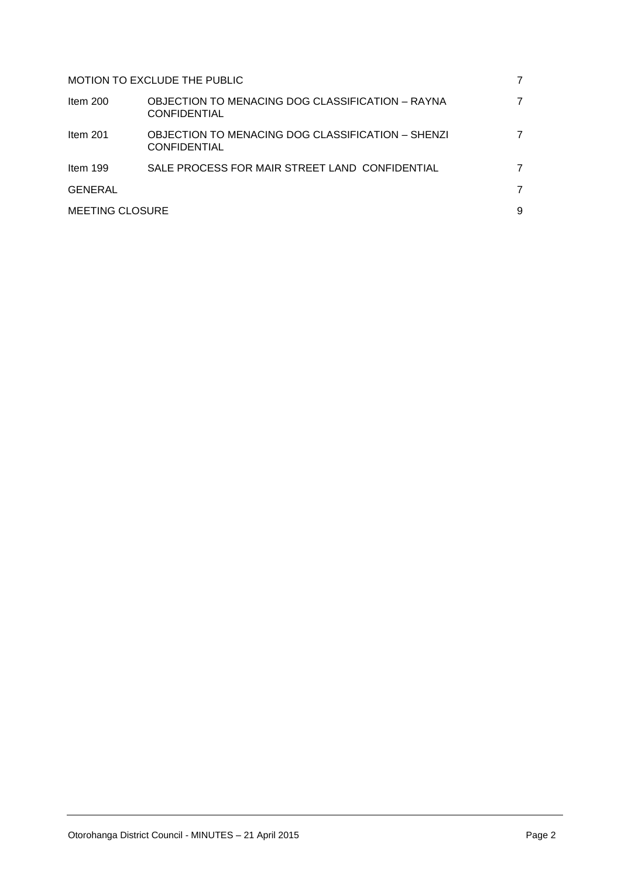| | | |
|---|---|---|
| MOTION TO EXCLUDE THE PUBLIC | | 7 |
| Item 200 | OBJECTION TO MENACING DOG CLASSIFICATION – RAYNA CONFIDENTIAL | 7 |
| Item 201 | OBJECTION TO MENACING DOG CLASSIFICATION – SHENZI CONFIDENTIAL | 7 |
| Item 199 | SALE PROCESS FOR MAIR STREET LAND CONFIDENTIAL | 7 |
| GENERAL | | 7 |
| MEETING CLOSURE | | 9 |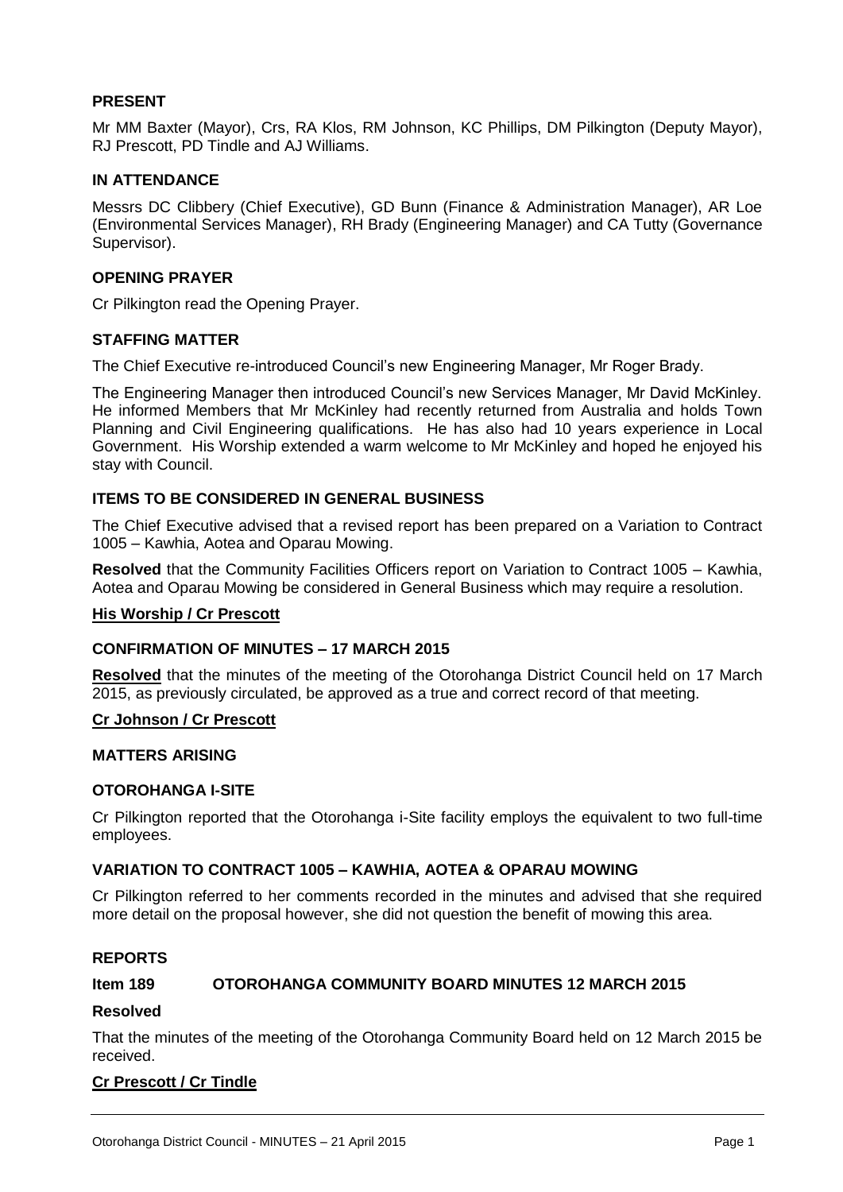## PRESENT

Mr MM Baxter (Mayor), Crs, RA Klos, RM Johnson, KC Phillips, DM Pilkington (Deputy Mayor), RJ Prescott, PD Tindle and AJ Williams.

## IN ATTENDANCE

Messrs DC Clibbery (Chief Executive), GD Bunn (Finance & Administration Manager), AR Loe (Environmental Services Manager), RH Brady (Engineering Manager) and CA Tutty (Governance Supervisor).

## OPENING PRAYER

Cr Pilkington read the Opening Prayer.

## STAFFING MATTER

The Chief Executive re-introduced Council's new Engineering Manager, Mr Roger Brady.

The Engineering Manager then introduced Council's new Services Manager, Mr David McKinley. He informed Members that Mr McKinley had recently returned from Australia and holds Town Planning and Civil Engineering qualifications. He has also had 10 years experience in Local Government. His Worship extended a warm welcome to Mr McKinley and hoped he enjoyed his stay with Council.

## ITEMS TO BE CONSIDERED IN GENERAL BUSINESS

The Chief Executive advised that a revised report has been prepared on a Variation to Contract 1005 – Kawhia, Aotea and Oparau Mowing.

**Resolved** that the Community Facilities Officers report on Variation to Contract 1005 – Kawhia, Aotea and Oparau Mowing be considered in General Business which may require a resolution.

**His Worship / Cr Prescott**

## CONFIRMATION OF MINUTES – 17 MARCH 2015

**Resolved** that the minutes of the meeting of the Otorohanga District Council held on 17 March 2015, as previously circulated, be approved as a true and correct record of that meeting.

**Cr Johnson / Cr Prescott**

## MATTERS ARISING

## OTOROHANGA I-SITE

Cr Pilkington reported that the Otorohanga i-Site facility employs the equivalent to two full-time employees.

## VARIATION TO CONTRACT 1005 – KAWHIA, AOTEA & OPARAU MOWING

Cr Pilkington referred to her comments recorded in the minutes and advised that she required more detail on the proposal however, she did not question the benefit of mowing this area.

## REPORTS

### Item 189 OTOROHANGA COMMUNITY BOARD MINUTES 12 MARCH 2015

**Resolved**

That the minutes of the meeting of the Otorohanga Community Board held on 12 March 2015 be received.

**Cr Prescott / Cr Tindle**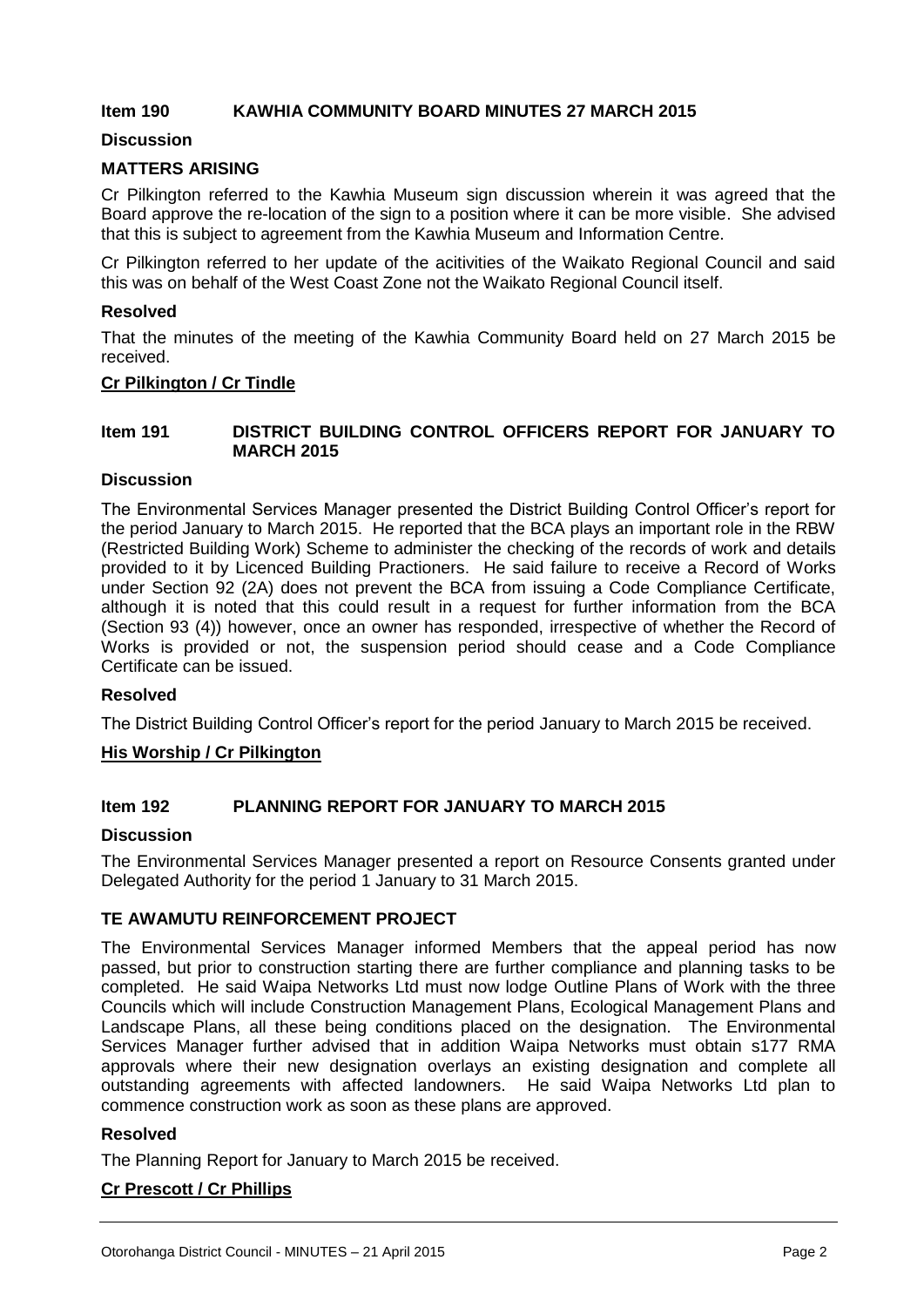## Item 190 KAWHIA COMMUNITY BOARD MINUTES 27 MARCH 2015

### Discussion

### MATTERS ARISING

Cr Pilkington referred to the Kawhia Museum sign discussion wherein it was agreed that the Board approve the re-location of the sign to a position where it can be more visible. She advised that this is subject to agreement from the Kawhia Museum and Information Centre.

Cr Pilkington referred to her update of the acitivities of the Waikato Regional Council and said this was on behalf of the West Coast Zone not the Waikato Regional Council itself.

### Resolved

That the minutes of the meeting of the Kawhia Community Board held on 27 March 2015 be received.

**Cr Pilkington / Cr Tindle**

## Item 191 DISTRICT BUILDING CONTROL OFFICERS REPORT FOR JANUARY TO MARCH 2015

### Discussion

The Environmental Services Manager presented the District Building Control Officer's report for the period January to March 2015. He reported that the BCA plays an important role in the RBW (Restricted Building Work) Scheme to administer the checking of the records of work and details provided to it by Licenced Building Practioners. He said failure to receive a Record of Works under Section 92 (2A) does not prevent the BCA from issuing a Code Compliance Certificate, although it is noted that this could result in a request for further information from the BCA (Section 93 (4)) however, once an owner has responded, irrespective of whether the Record of Works is provided or not, the suspension period should cease and a Code Compliance Certificate can be issued.

### Resolved

The District Building Control Officer's report for the period January to March 2015 be received.

**His Worship / Cr Pilkington**

## Item 192 PLANNING REPORT FOR JANUARY TO MARCH 2015

### Discussion

The Environmental Services Manager presented a report on Resource Consents granted under Delegated Authority for the period 1 January to 31 March 2015.

### TE AWAMUTU REINFORCEMENT PROJECT

The Environmental Services Manager informed Members that the appeal period has now passed, but prior to construction starting there are further compliance and planning tasks to be completed. He said Waipa Networks Ltd must now lodge Outline Plans of Work with the three Councils which will include Construction Management Plans, Ecological Management Plans and Landscape Plans, all these being conditions placed on the designation. The Environmental Services Manager further advised that in addition Waipa Networks must obtain s177 RMA approvals where their new designation overlays an existing designation and complete all outstanding agreements with affected landowners. He said Waipa Networks Ltd plan to commence construction work as soon as these plans are approved.

### Resolved

The Planning Report for January to March 2015 be received.

**Cr Prescott / Cr Phillips**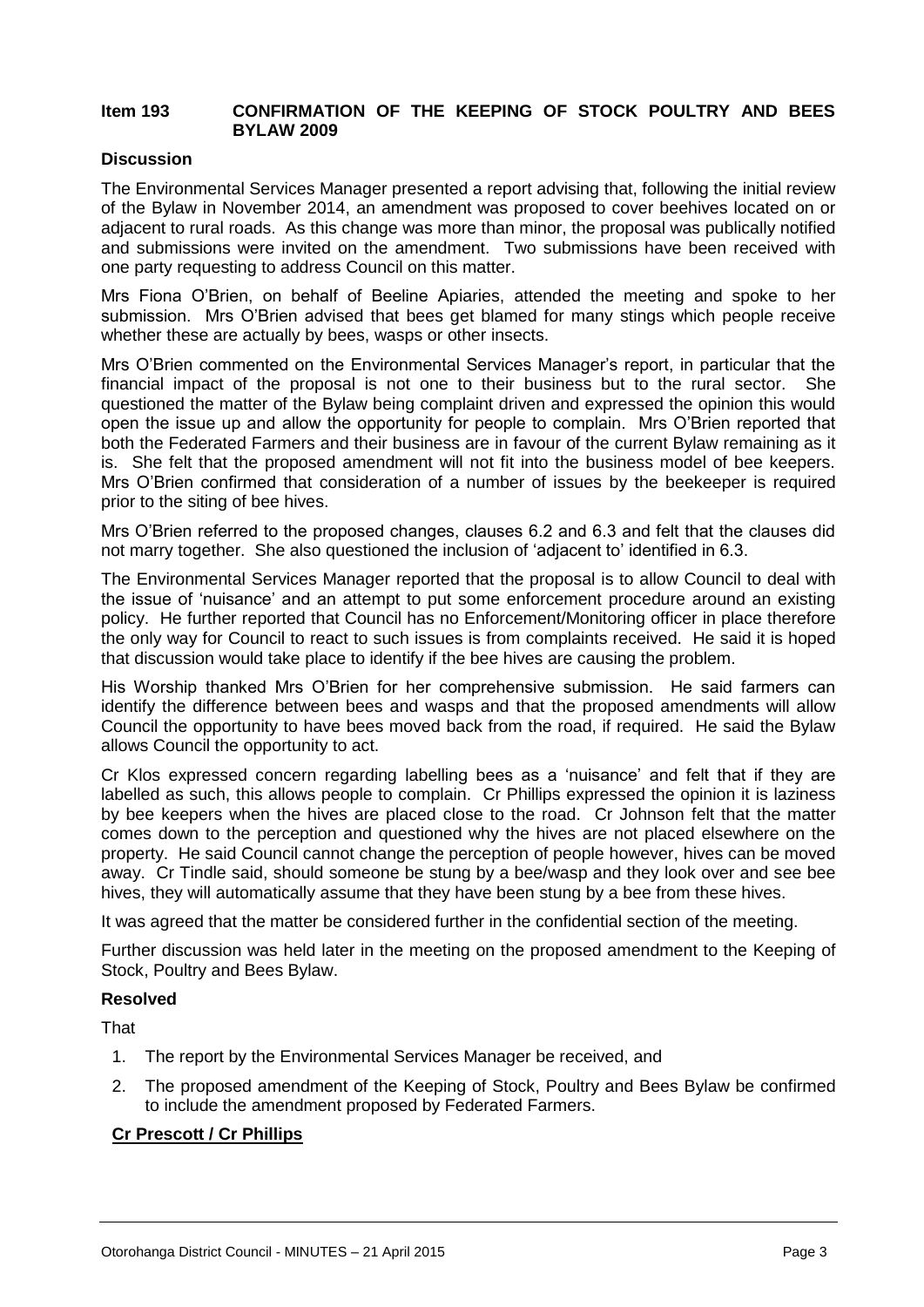**Item 193 CONFIRMATION OF THE KEEPING OF STOCK POULTRY AND BEES BYLAW 2009**

**Discussion**

The Environmental Services Manager presented a report advising that, following the initial review of the Bylaw in November 2014, an amendment was proposed to cover beehives located on or adjacent to rural roads. As this change was more than minor, the proposal was publically notified and submissions were invited on the amendment. Two submissions have been received with one party requesting to address Council on this matter.

Mrs Fiona O'Brien, on behalf of Beeline Apiaries, attended the meeting and spoke to her submission. Mrs O'Brien advised that bees get blamed for many stings which people receive whether these are actually by bees, wasps or other insects.

Mrs O'Brien commented on the Environmental Services Manager's report, in particular that the financial impact of the proposal is not one to their business but to the rural sector. She questioned the matter of the Bylaw being complaint driven and expressed the opinion this would open the issue up and allow the opportunity for people to complain. Mrs O'Brien reported that both the Federated Farmers and their business are in favour of the current Bylaw remaining as it is. She felt that the proposed amendment will not fit into the business model of bee keepers. Mrs O'Brien confirmed that consideration of a number of issues by the beekeeper is required prior to the siting of bee hives.

Mrs O'Brien referred to the proposed changes, clauses 6.2 and 6.3 and felt that the clauses did not marry together. She also questioned the inclusion of 'adjacent to' identified in 6.3.

The Environmental Services Manager reported that the proposal is to allow Council to deal with the issue of 'nuisance' and an attempt to put some enforcement procedure around an existing policy. He further reported that Council has no Enforcement/Monitoring officer in place therefore the only way for Council to react to such issues is from complaints received. He said it is hoped that discussion would take place to identify if the bee hives are causing the problem.

His Worship thanked Mrs O'Brien for her comprehensive submission. He said farmers can identify the difference between bees and wasps and that the proposed amendments will allow Council the opportunity to have bees moved back from the road, if required. He said the Bylaw allows Council the opportunity to act.

Cr Klos expressed concern regarding labelling bees as a 'nuisance' and felt that if they are labelled as such, this allows people to complain. Cr Phillips expressed the opinion it is laziness by bee keepers when the hives are placed close to the road. Cr Johnson felt that the matter comes down to the perception and questioned why the hives are not placed elsewhere on the property. He said Council cannot change the perception of people however, hives can be moved away. Cr Tindle said, should someone be stung by a bee/wasp and they look over and see bee hives, they will automatically assume that they have been stung by a bee from these hives.

It was agreed that the matter be considered further in the confidential section of the meeting.

Further discussion was held later in the meeting on the proposed amendment to the Keeping of Stock, Poultry and Bees Bylaw.

**Resolved**

That

1. The report by the Environmental Services Manager be received, and
2. The proposed amendment of the Keeping of Stock, Poultry and Bees Bylaw be confirmed to include the amendment proposed by Federated Farmers.

**Cr Prescott / Cr Phillips**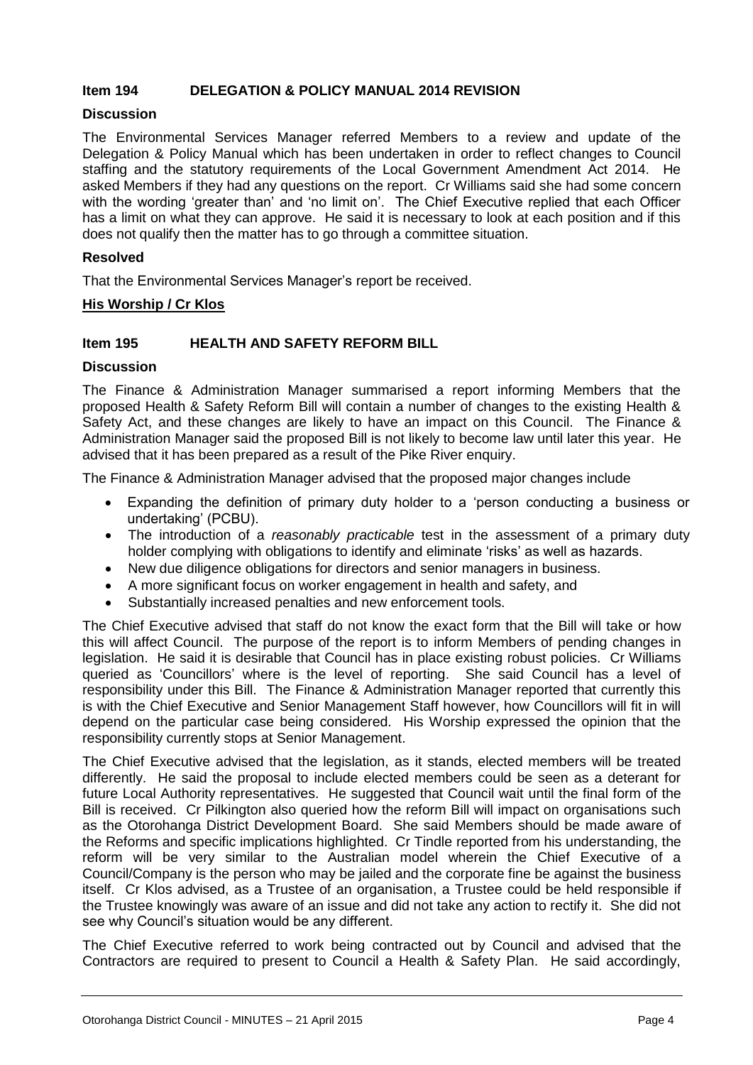### Item 194 DELEGATION & POLICY MANUAL 2014 REVISION

**Discussion**

The Environmental Services Manager referred Members to a review and update of the Delegation & Policy Manual which has been undertaken in order to reflect changes to Council staffing and the statutory requirements of the Local Government Amendment Act 2014. He asked Members if they had any questions on the report. Cr Williams said she had some concern with the wording 'greater than' and 'no limit on'. The Chief Executive replied that each Officer has a limit on what they can approve. He said it is necessary to look at each position and if this does not qualify then the matter has to go through a committee situation.

**Resolved**

That the Environmental Services Manager's report be received.

**His Worship / Cr Klos**

### Item 195 HEALTH AND SAFETY REFORM BILL

**Discussion**

The Finance & Administration Manager summarised a report informing Members that the proposed Health & Safety Reform Bill will contain a number of changes to the existing Health & Safety Act, and these changes are likely to have an impact on this Council. The Finance & Administration Manager said the proposed Bill is not likely to become law until later this year. He advised that it has been prepared as a result of the Pike River enquiry.

The Finance & Administration Manager advised that the proposed major changes include

- Expanding the definition of primary duty holder to a 'person conducting a business or undertaking' (PCBU).
- The introduction of a *reasonably practicable* test in the assessment of a primary duty holder complying with obligations to identify and eliminate 'risks' as well as hazards.
- New due diligence obligations for directors and senior managers in business.
- A more significant focus on worker engagement in health and safety, and
- Substantially increased penalties and new enforcement tools.

The Chief Executive advised that staff do not know the exact form that the Bill will take or how this will affect Council. The purpose of the report is to inform Members of pending changes in legislation. He said it is desirable that Council has in place existing robust policies. Cr Williams queried as 'Councillors' where is the level of reporting. She said Council has a level of responsibility under this Bill. The Finance & Administration Manager reported that currently this is with the Chief Executive and Senior Management Staff however, how Councillors will fit in will depend on the particular case being considered. His Worship expressed the opinion that the responsibility currently stops at Senior Management.

The Chief Executive advised that the legislation, as it stands, elected members will be treated differently. He said the proposal to include elected members could be seen as a deterant for future Local Authority representatives. He suggested that Council wait until the final form of the Bill is received. Cr Pilkington also queried how the reform Bill will impact on organisations such as the Otorohanga District Development Board. She said Members should be made aware of the Reforms and specific implications highlighted. Cr Tindle reported from his understanding, the reform will be very similar to the Australian model wherein the Chief Executive of a Council/Company is the person who may be jailed and the corporate fine be against the business itself. Cr Klos advised, as a Trustee of an organisation, a Trustee could be held responsible if the Trustee knowingly was aware of an issue and did not take any action to rectify it. She did not see why Council's situation would be any different.

The Chief Executive referred to work being contracted out by Council and advised that the Contractors are required to present to Council a Health & Safety Plan. He said accordingly,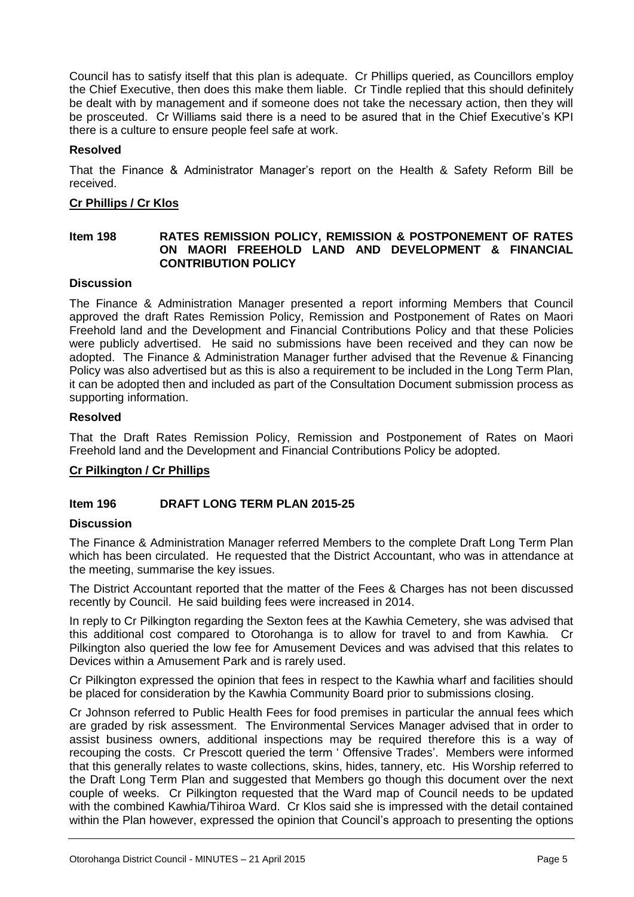Council has to satisfy itself that this plan is adequate. Cr Phillips queried, as Councillors employ the Chief Executive, then does this make them liable. Cr Tindle replied that this should definitely be dealt with by management and if someone does not take the necessary action, then they will be prosceuted. Cr Williams said there is a need to be asured that in the Chief Executive's KPI there is a culture to ensure people feel safe at work.

**Resolved**

That the Finance & Administrator Manager's report on the Health & Safety Reform Bill be received.

**Cr Phillips / Cr Klos**

**Item 198 RATES REMISSION POLICY, REMISSION & POSTPONEMENT OF RATES ON MAORI FREEHOLD LAND AND DEVELOPMENT & FINANCIAL CONTRIBUTION POLICY**

**Discussion**

The Finance & Administration Manager presented a report informing Members that Council approved the draft Rates Remission Policy, Remission and Postponement of Rates on Maori Freehold land and the Development and Financial Contributions Policy and that these Policies were publicly advertised. He said no submissions have been received and they can now be adopted. The Finance & Administration Manager further advised that the Revenue & Financing Policy was also advertised but as this is also a requirement to be included in the Long Term Plan, it can be adopted then and included as part of the Consultation Document submission process as supporting information.

**Resolved**

That the Draft Rates Remission Policy, Remission and Postponement of Rates on Maori Freehold land and the Development and Financial Contributions Policy be adopted.

**Cr Pilkington / Cr Phillips**

**Item 196 DRAFT LONG TERM PLAN 2015-25**

**Discussion**

The Finance & Administration Manager referred Members to the complete Draft Long Term Plan which has been circulated. He requested that the District Accountant, who was in attendance at the meeting, summarise the key issues.

The District Accountant reported that the matter of the Fees & Charges has not been discussed recently by Council. He said building fees were increased in 2014.

In reply to Cr Pilkington regarding the Sexton fees at the Kawhia Cemetery, she was advised that this additional cost compared to Otorohanga is to allow for travel to and from Kawhia. Cr Pilkington also queried the low fee for Amusement Devices and was advised that this relates to Devices within a Amusement Park and is rarely used.

Cr Pilkington expressed the opinion that fees in respect to the Kawhia wharf and facilities should be placed for consideration by the Kawhia Community Board prior to submissions closing.

Cr Johnson referred to Public Health Fees for food premises in particular the annual fees which are graded by risk assessment. The Environmental Services Manager advised that in order to assist business owners, additional inspections may be required therefore this is a way of recouping the costs. Cr Prescott queried the term ' Offensive Trades'. Members were informed that this generally relates to waste collections, skins, hides, tannery, etc. His Worship referred to the Draft Long Term Plan and suggested that Members go though this document over the next couple of weeks. Cr Pilkington requested that the Ward map of Council needs to be updated with the combined Kawhia/Tihiroa Ward. Cr Klos said she is impressed with the detail contained within the Plan however, expressed the opinion that Council's approach to presenting the options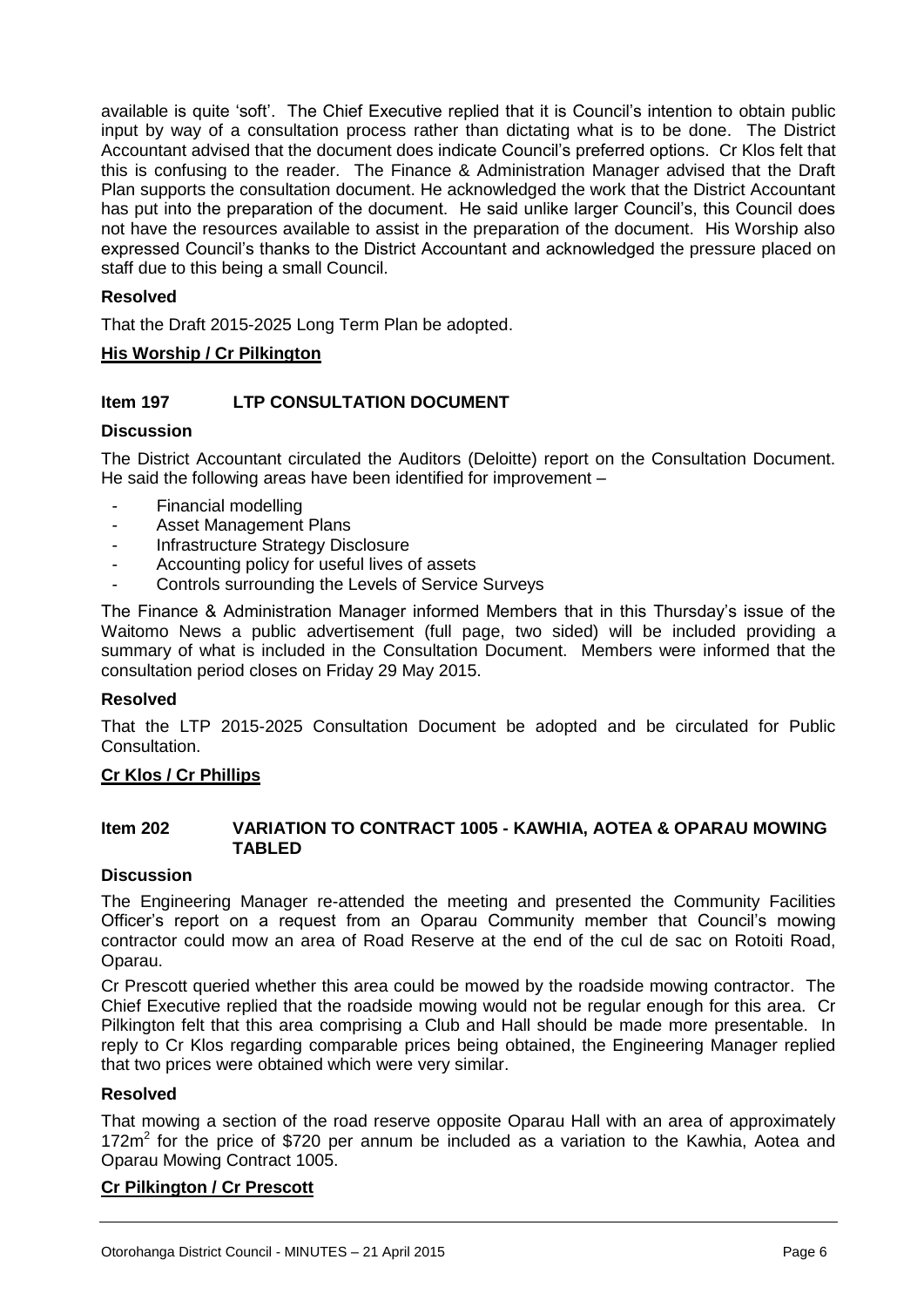available is quite 'soft'. The Chief Executive replied that it is Council's intention to obtain public input by way of a consultation process rather than dictating what is to be done. The District Accountant advised that the document does indicate Council's preferred options. Cr Klos felt that this is confusing to the reader. The Finance & Administration Manager advised that the Draft Plan supports the consultation document. He acknowledged the work that the District Accountant has put into the preparation of the document. He said unlike larger Council's, this Council does not have the resources available to assist in the preparation of the document. His Worship also expressed Council's thanks to the District Accountant and acknowledged the pressure placed on staff due to this being a small Council.

**Resolved**

That the Draft 2015-2025 Long Term Plan be adopted.

**His Worship / Cr Pilkington**

### Item 197 LTP CONSULTATION DOCUMENT

**Discussion**

The District Accountant circulated the Auditors (Deloitte) report on the Consultation Document. He said the following areas have been identified for improvement –

- Financial modelling
- Asset Management Plans
- Infrastructure Strategy Disclosure
- Accounting policy for useful lives of assets
- Controls surrounding the Levels of Service Surveys

The Finance & Administration Manager informed Members that in this Thursday's issue of the Waitomo News a public advertisement (full page, two sided) will be included providing a summary of what is included in the Consultation Document. Members were informed that the consultation period closes on Friday 29 May 2015.

**Resolved**

That the LTP 2015-2025 Consultation Document be adopted and be circulated for Public Consultation.

**Cr Klos / Cr Phillips**

### Item 202 VARIATION TO CONTRACT 1005 - KAWHIA, AOTEA & OPARAU MOWING TABLED

**Discussion**

The Engineering Manager re-attended the meeting and presented the Community Facilities Officer's report on a request from an Oparau Community member that Council's mowing contractor could mow an area of Road Reserve at the end of the cul de sac on Rotoiti Road, Oparau.

Cr Prescott queried whether this area could be mowed by the roadside mowing contractor. The Chief Executive replied that the roadside mowing would not be regular enough for this area. Cr Pilkington felt that this area comprising a Club and Hall should be made more presentable. In reply to Cr Klos regarding comparable prices being obtained, the Engineering Manager replied that two prices were obtained which were very similar.

**Resolved**

That mowing a section of the road reserve opposite Oparau Hall with an area of approximately $172m^2$ for the price of $720 per annum be included as a variation to the Kawhia, Aotea and Oparau Mowing Contract 1005.

**Cr Pilkington / Cr Prescott**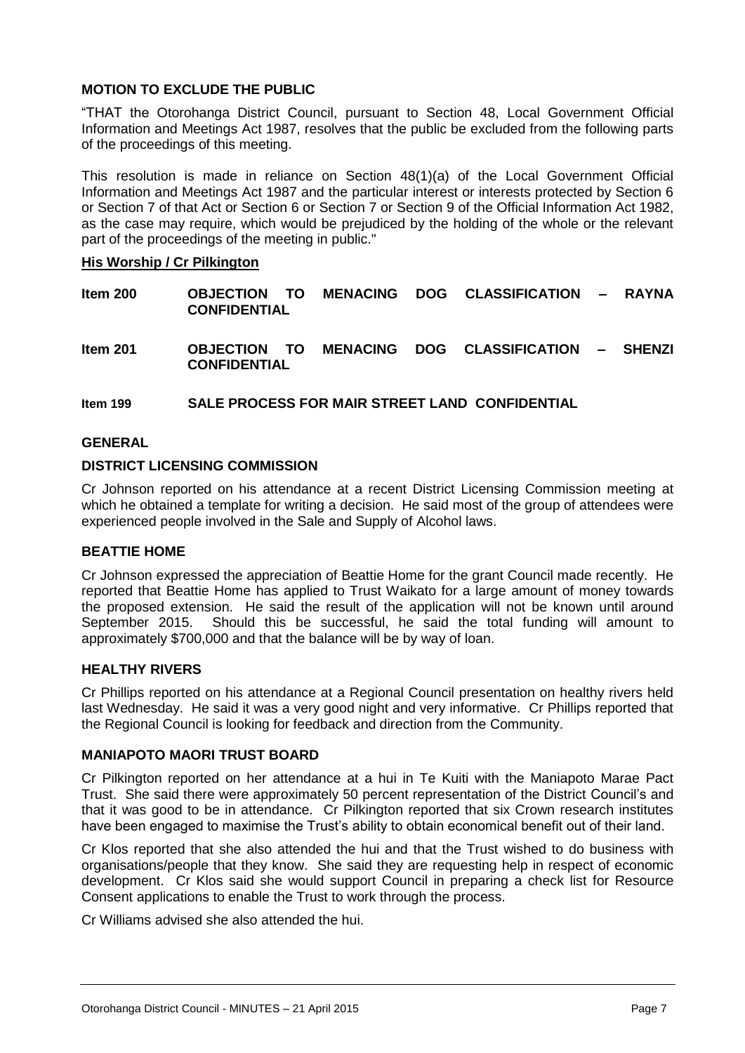**MOTION TO EXCLUDE THE PUBLIC**

"THAT the Otorohanga District Council, pursuant to Section 48, Local Government Official Information and Meetings Act 1987, resolves that the public be excluded from the following parts of the proceedings of this meeting.

This resolution is made in reliance on Section 48(1)(a) of the Local Government Official Information and Meetings Act 1987 and the particular interest or interests protected by Section 6 or Section 7 of that Act or Section 6 or Section 7 or Section 9 of the Official Information Act 1982, as the case may require, which would be prejudiced by the holding of the whole or the relevant part of the proceedings of the meeting in public."

**His Worship / Cr Pilkington**

**Item 200 OBJECTION TO MENACING DOG CLASSIFICATION – RAYNA CONFIDENTIAL**

**Item 201 OBJECTION TO MENACING DOG CLASSIFICATION – SHENZI CONFIDENTIAL**

**Item 199 SALE PROCESS FOR MAIR STREET LAND CONFIDENTIAL**

**GENERAL**

**DISTRICT LICENSING COMMISSION**

Cr Johnson reported on his attendance at a recent District Licensing Commission meeting at which he obtained a template for writing a decision. He said most of the group of attendees were experienced people involved in the Sale and Supply of Alcohol laws.

**BEATTIE HOME**

Cr Johnson expressed the appreciation of Beattie Home for the grant Council made recently. He reported that Beattie Home has applied to Trust Waikato for a large amount of money towards the proposed extension. He said the result of the application will not be known until around September 2015. Should this be successful, he said the total funding will amount to approximately $700,000 and that the balance will be by way of loan.

**HEALTHY RIVERS**

Cr Phillips reported on his attendance at a Regional Council presentation on healthy rivers held last Wednesday. He said it was a very good night and very informative. Cr Phillips reported that the Regional Council is looking for feedback and direction from the Community.

**MANIAPOTO MAORI TRUST BOARD**

Cr Pilkington reported on her attendance at a hui in Te Kuiti with the Maniapoto Marae Pact Trust. She said there were approximately 50 percent representation of the District Council's and that it was good to be in attendance. Cr Pilkington reported that six Crown research institutes have been engaged to maximise the Trust's ability to obtain economical benefit out of their land.

Cr Klos reported that she also attended the hui and that the Trust wished to do business with organisations/people that they know. She said they are requesting help in respect of economic development. Cr Klos said she would support Council in preparing a check list for Resource Consent applications to enable the Trust to work through the process.

Cr Williams advised she also attended the hui.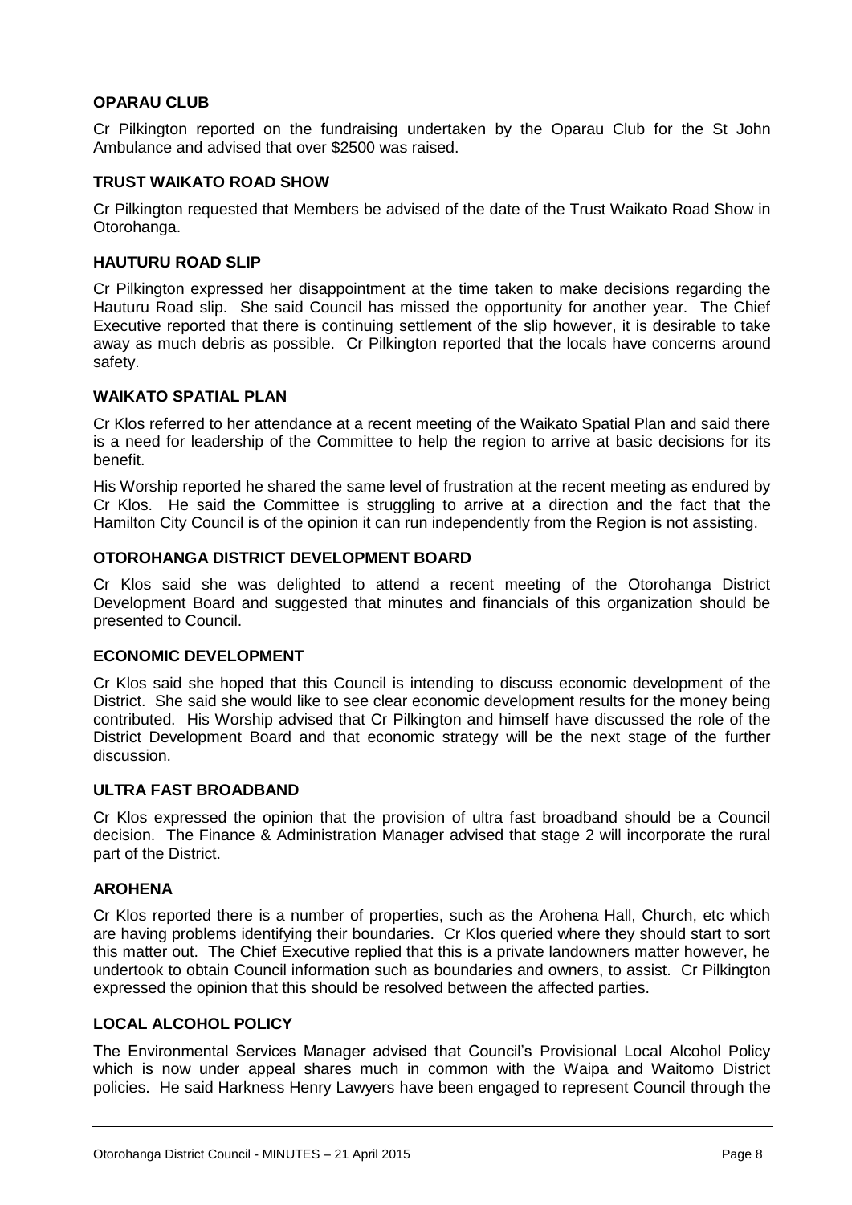### OPARAU CLUB

Cr Pilkington reported on the fundraising undertaken by the Oparau Club for the St John Ambulance and advised that over $2500 was raised.

### TRUST WAIKATO ROAD SHOW

Cr Pilkington requested that Members be advised of the date of the Trust Waikato Road Show in Otorohanga.

### HAUTURU ROAD SLIP

Cr Pilkington expressed her disappointment at the time taken to make decisions regarding the Hauturu Road slip. She said Council has missed the opportunity for another year. The Chief Executive reported that there is continuing settlement of the slip however, it is desirable to take away as much debris as possible. Cr Pilkington reported that the locals have concerns around safety.

### WAIKATO SPATIAL PLAN

Cr Klos referred to her attendance at a recent meeting of the Waikato Spatial Plan and said there is a need for leadership of the Committee to help the region to arrive at basic decisions for its benefit.

His Worship reported he shared the same level of frustration at the recent meeting as endured by Cr Klos. He said the Committee is struggling to arrive at a direction and the fact that the Hamilton City Council is of the opinion it can run independently from the Region is not assisting.

### OTOROHANGA DISTRICT DEVELOPMENT BOARD

Cr Klos said she was delighted to attend a recent meeting of the Otorohanga District Development Board and suggested that minutes and financials of this organization should be presented to Council.

### ECONOMIC DEVELOPMENT

Cr Klos said she hoped that this Council is intending to discuss economic development of the District. She said she would like to see clear economic development results for the money being contributed. His Worship advised that Cr Pilkington and himself have discussed the role of the District Development Board and that economic strategy will be the next stage of the further discussion.

### ULTRA FAST BROADBAND

Cr Klos expressed the opinion that the provision of ultra fast broadband should be a Council decision. The Finance & Administration Manager advised that stage 2 will incorporate the rural part of the District.

### AROHENA

Cr Klos reported there is a number of properties, such as the Arohena Hall, Church, etc which are having problems identifying their boundaries. Cr Klos queried where they should start to sort this matter out. The Chief Executive replied that this is a private landowners matter however, he undertook to obtain Council information such as boundaries and owners, to assist. Cr Pilkington expressed the opinion that this should be resolved between the affected parties.

### LOCAL ALCOHOL POLICY

The Environmental Services Manager advised that Council's Provisional Local Alcohol Policy which is now under appeal shares much in common with the Waipa and Waitomo District policies. He said Harkness Henry Lawyers have been engaged to represent Council through the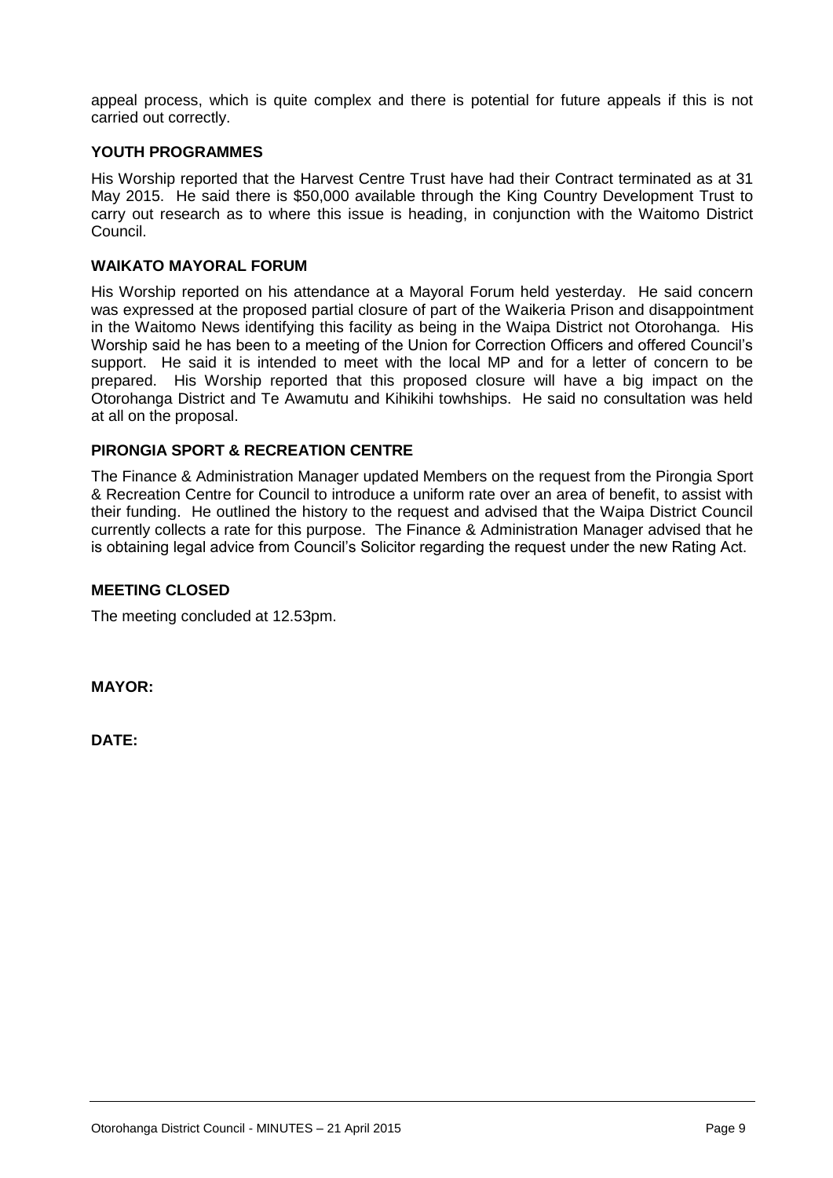appeal process, which is quite complex and there is potential for future appeals if this is not carried out correctly.

### YOUTH PROGRAMMES

His Worship reported that the Harvest Centre Trust have had their Contract terminated as at 31 May 2015. He said there is $50,000 available through the King Country Development Trust to carry out research as to where this issue is heading, in conjunction with the Waitomo District Council.

### WAIKATO MAYORAL FORUM

His Worship reported on his attendance at a Mayoral Forum held yesterday. He said concern was expressed at the proposed partial closure of part of the Waikeria Prison and disappointment in the Waitomo News identifying this facility as being in the Waipa District not Otorohanga. His Worship said he has been to a meeting of the Union for Correction Officers and offered Council's support. He said it is intended to meet with the local MP and for a letter of concern to be prepared. His Worship reported that this proposed closure will have a big impact on the Otorohanga District and Te Awamutu and Kihikihi towhships. He said no consultation was held at all on the proposal.

### PIRONGIA SPORT & RECREATION CENTRE

The Finance & Administration Manager updated Members on the request from the Pirongia Sport & Recreation Centre for Council to introduce a uniform rate over an area of benefit, to assist with their funding. He outlined the history to the request and advised that the Waipa District Council currently collects a rate for this purpose. The Finance & Administration Manager advised that he is obtaining legal advice from Council's Solicitor regarding the request under the new Rating Act.

### MEETING CLOSED

The meeting concluded at 12.53pm.

**MAYOR:**

**DATE:**